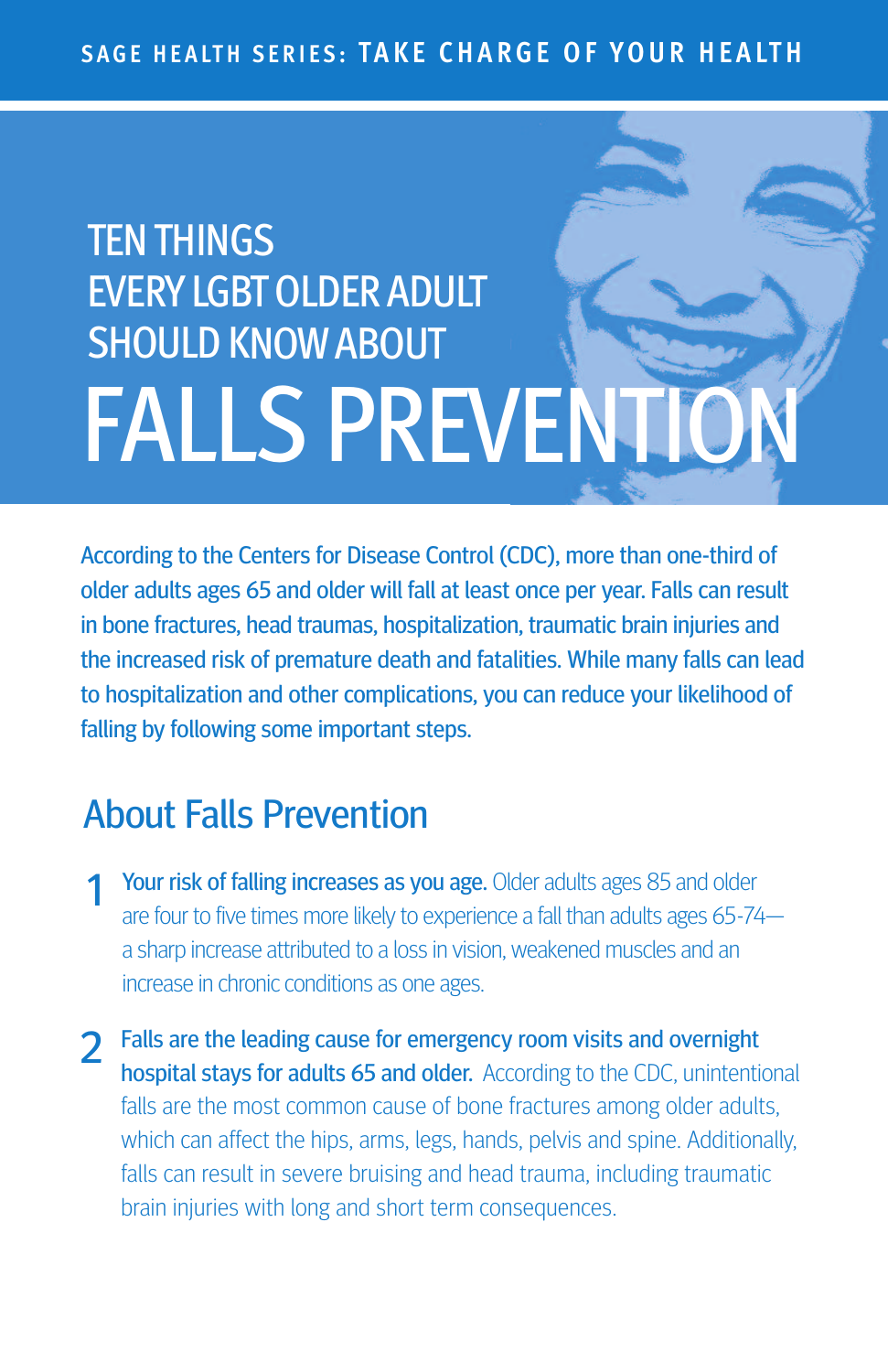SAGE HEALTH SERIES: TAKE CHARGE OF YOUR HEALTH

# TEN THINGS EVERY LGBT OLDER ADULT SHOULD KNOW ABOUT FALLS PREVENTION

According to the Centers for Disease Control (CDC), more than one-third of older adults ages 65 and older will fall at least once per year. Falls can result in bone fractures, head traumas, hospitalization, traumatic brain injuries and the increased risk of premature death and fatalities. While many falls can lead to hospitalization and other complications, you can reduce your likelihood of falling by following some important steps.

## About Falls Prevention

1. **Your risk of falling increases as you age.** Older adults ages 85 and older are four to five times more likely to experience a fall than adults ages 65-74—a sharp increase attributed to a loss in vision, weakened muscles and an increase in chronic conditions as one ages.

2. **Falls are the leading cause for emergency room visits and overnight hospital stays for adults 65 and older.** According to the CDC, unintentional falls are the most common cause of bone fractures among older adults, which can affect the hips, arms, legs, hands, pelvis and spine. Additionally, falls can result in severe bruising and head trauma, including traumatic brain injuries with long and short term consequences.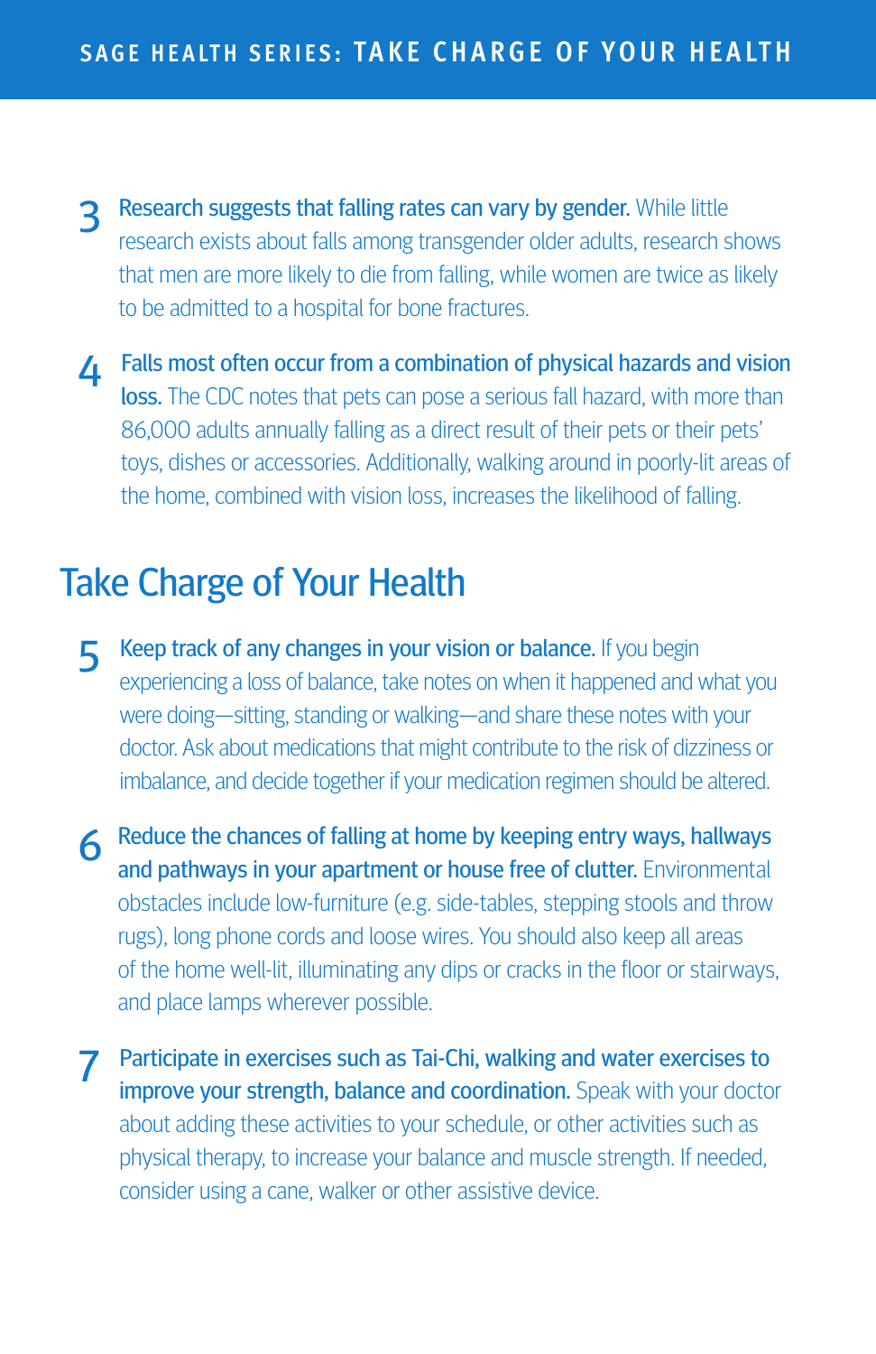3. **Research suggests that falling rates can vary by gender.** While little research exists about falls among transgender older adults, research shows that men are more likely to die from falling, while women are twice as likely to be admitted to a hospital for bone fractures.

4. **Falls most often occur from a combination of physical hazards and vision loss.** The CDC notes that pets can pose a serious fall hazard, with more than 86,000 adults annually falling as a direct result of their pets or their pets' toys, dishes or accessories. Additionally, walking around in poorly-lit areas of the home, combined with vision loss, increases the likelihood of falling.

## Take Charge of Your Health

5. **Keep track of any changes in your vision or balance.** If you begin experiencing a loss of balance, take notes on when it happened and what you were doing—sitting, standing or walking—and share these notes with your doctor. Ask about medications that might contribute to the risk of dizziness or imbalance, and decide together if your medication regimen should be altered.

6. **Reduce the chances of falling at home by keeping entry ways, hallways and pathways in your apartment or house free of clutter.** Environmental obstacles include low-furniture (e.g. side-tables, stepping stools and throw rugs), long phone cords and loose wires. You should also keep all areas of the home well-lit, illuminating any dips or cracks in the floor or stairways, and place lamps wherever possible.

7. **Participate in exercises such as Tai-Chi, walking and water exercises to improve your strength, balance and coordination.** Speak with your doctor about adding these activities to your schedule, or other activities such as physical therapy, to increase your balance and muscle strength. If needed, consider using a cane, walker or other assistive device.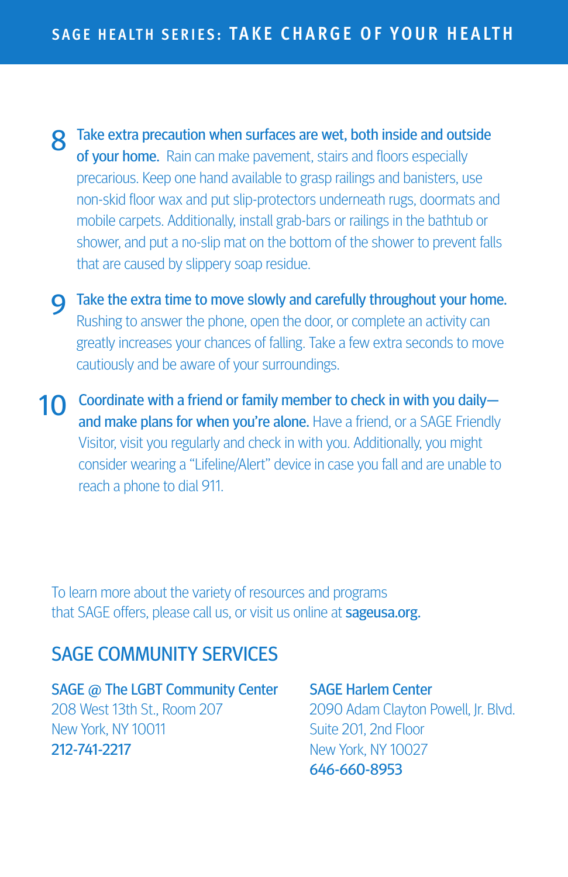8. **Take extra precaution when surfaces are wet, both inside and outside of your home.** Rain can make pavement, stairs and floors especially precarious. Keep one hand available to grasp railings and banisters, use non-skid floor wax and put slip-protectors underneath rugs, doormats and mobile carpets. Additionally, install grab-bars or railings in the bathtub or shower, and put a no-slip mat on the bottom of the shower to prevent falls that are caused by slippery soap residue.

9. **Take the extra time to move slowly and carefully throughout your home.** Rushing to answer the phone, open the door, or complete an activity can greatly increases your chances of falling. Take a few extra seconds to move cautiously and be aware of your surroundings.

10. **Coordinate with a friend or family member to check in with you daily—and make plans for when you're alone.** Have a friend, or a SAGE Friendly Visitor, visit you regularly and check in with you. Additionally, you might consider wearing a "Lifeline/Alert" device in case you fall and are unable to reach a phone to dial 911.

To learn more about the variety of resources and programs that SAGE offers, please call us, or visit us online at **sageusa.org.**

## SAGE COMMUNITY SERVICES

**SAGE @ The LGBT Community Center**
208 West 13th St., Room 207
New York, NY 10011
**212-741-2217**

**SAGE Harlem Center**
2090 Adam Clayton Powell, Jr. Blvd.
Suite 201, 2nd Floor
New York, NY 10027
**646-660-8953**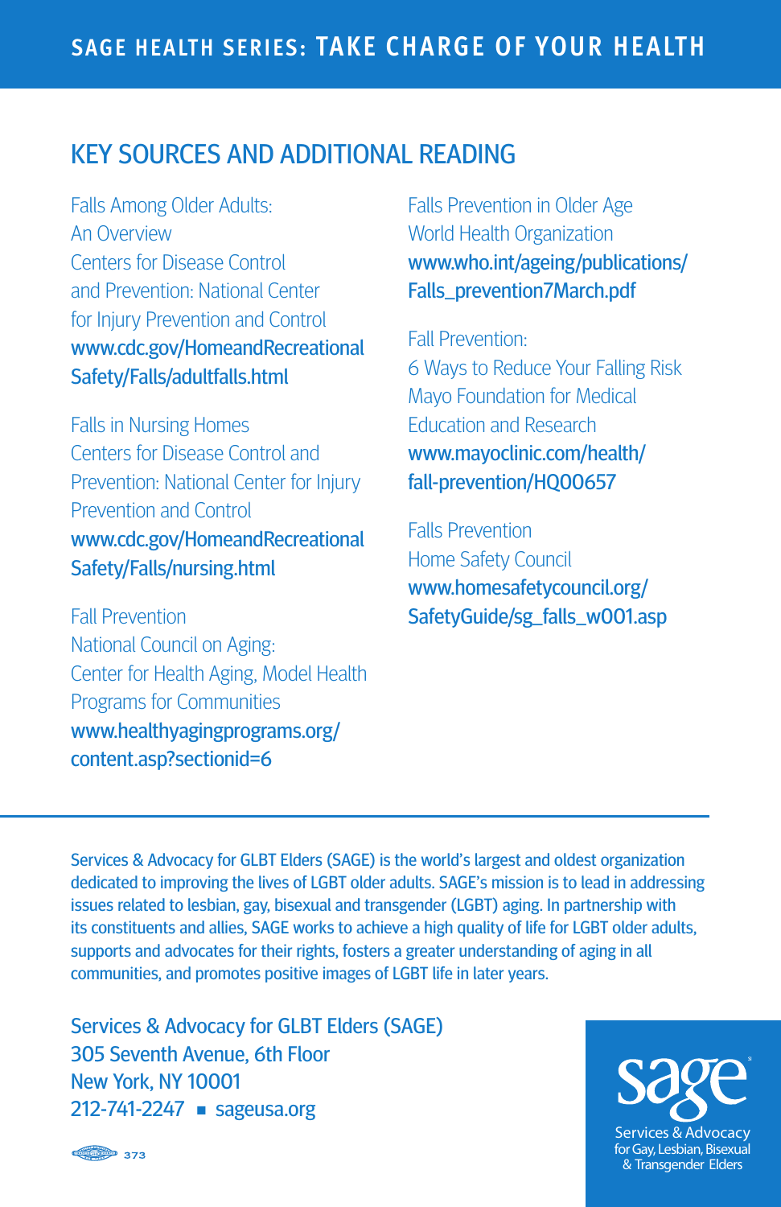## KEY SOURCES AND ADDITIONAL READING

Falls Among Older Adults: An Overview
Centers for Disease Control and Prevention: National Center for Injury Prevention and Control
www.cdc.gov/HomeandRecreationalSafety/Falls/adultfalls.html

Falls in Nursing Homes
Centers for Disease Control and Prevention: National Center for Injury Prevention and Control
www.cdc.gov/HomeandRecreationalSafety/Falls/nursing.html

Fall Prevention
National Council on Aging: Center for Health Aging, Model Health Programs for Communities
www.healthyagingprograms.org/content.asp?sectionid=6

Falls Prevention in Older Age
World Health Organization
www.who.int/ageing/publications/Falls_prevention7March.pdf

Fall Prevention: 6 Ways to Reduce Your Falling Risk
Mayo Foundation for Medical Education and Research
www.mayoclinic.com/health/fall-prevention/HQ00657

Falls Prevention
Home Safety Council
www.homesafetycouncil.org/SafetyGuide/sg_falls_w001.asp

Services & Advocacy for GLBT Elders (SAGE) is the world's largest and oldest organization dedicated to improving the lives of LGBT older adults. SAGE's mission is to lead in addressing issues related to lesbian, gay, bisexual and transgender (LGBT) aging. In partnership with its constituents and allies, SAGE works to achieve a high quality of life for LGBT older adults, supports and advocates for their rights, fosters a greater understanding of aging in all communities, and promotes positive images of LGBT life in later years.

Services & Advocacy for GLBT Elders (SAGE)
305 Seventh Avenue, 6th Floor
New York, NY 10001
212-741-2247 ■ sageusa.org

sage
Services & Advocacy for Gay, Lesbian, Bisexual & Transgender Elders